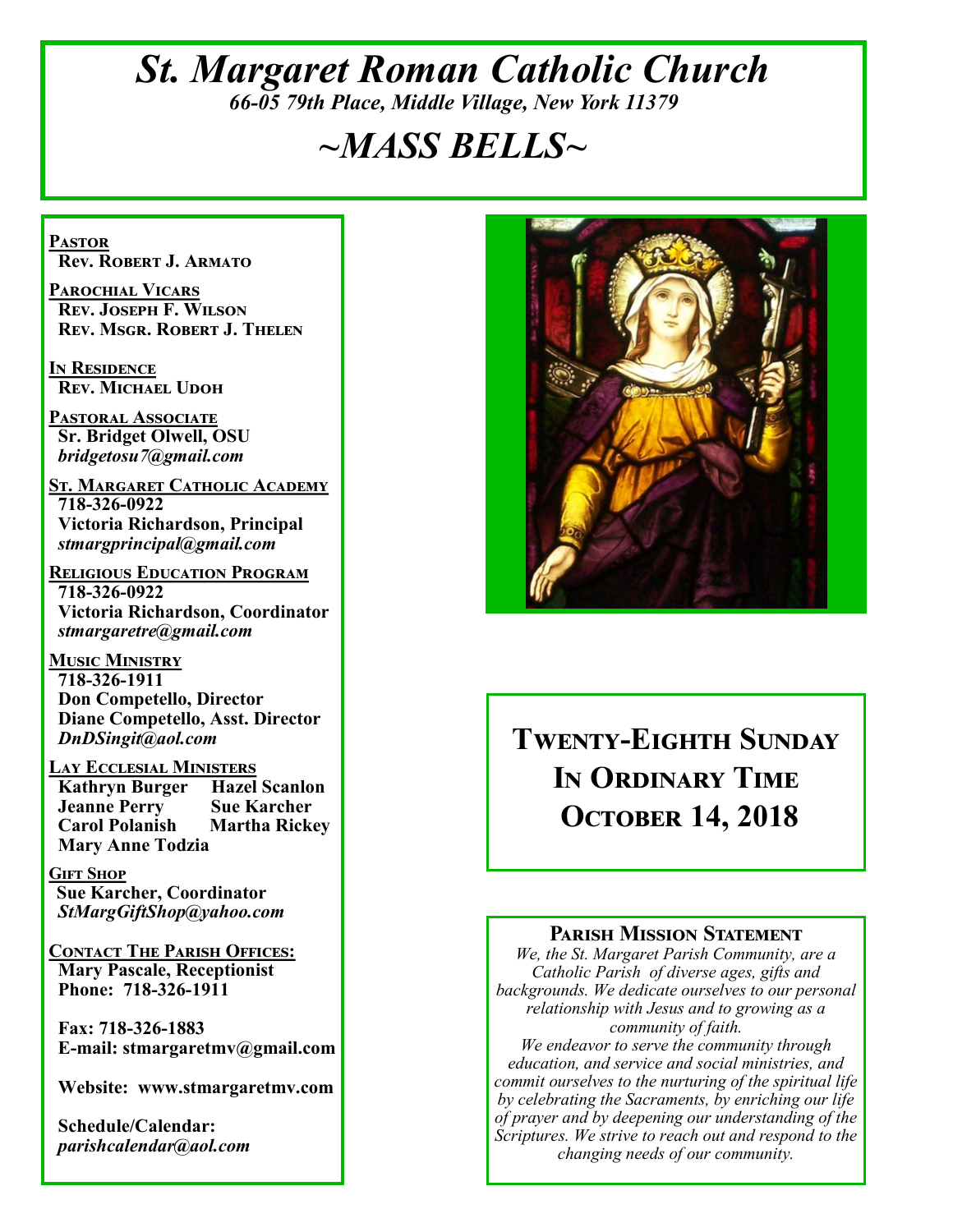# *St. Margaret Roman Catholic Church*

*66-05 79th Place, Middle Village, New York 11379*

# *~MASS BELLS~*

**Pastor**
Rev. Robert J. Armato

**Parochial Vicars**
Rev. Joseph F. Wilson
Rev. Msgr. Robert J. Thelen

**In Residence**
Rev. Michael Udoh

**Pastoral Associate**
Sr. Bridget Olwell, OSU
*bridgetosu7@gmail.com*

**St. Margaret Catholic Academy**
718-326-0922
Victoria Richardson, Principal
*stmargprincipal@gmail.com*

**Religious Education Program**
718-326-0922
Victoria Richardson, Coordinator
*stmargaretre@gmail.com*

**Music Ministry**
718-326-1911
Don Competello, Director
Diane Competello, Asst. Director
*DnDSingit@aol.com*

**Lay Ecclesial Ministers**
Kathryn Burger
Hazel Scanlon
Jeanne Perry
Sue Karcher
Carol Polanish
Martha Rickey
Mary Anne Todzia

**Gift Shop**
Sue Karcher, Coordinator
*StMargGiftShop@yahoo.com*

**Contact The Parish Offices:**
Mary Pascale, Receptionist
Phone: 718-326-1911

Fax: 718-326-1883
E-mail: stmargaretmv@gmail.com

Website: www.stmargaretmv.com

Schedule/Calendar:
*parishcalendar@aol.com*

## Twenty-Eighth Sunday In Ordinary Time
## October 14, 2018

### Parish Mission Statement

*We, the St. Margaret Parish Community, are a Catholic Parish of diverse ages, gifts and backgrounds. We dedicate ourselves to our personal relationship with Jesus and to growing as a community of faith.*
*We endeavor to serve the community through education, and service and social ministries, and commit ourselves to the nurturing of the spiritual life by celebrating the Sacraments, by enriching our life of prayer and by deepening our understanding of the Scriptures. We strive to reach out and respond to the changing needs of our community.*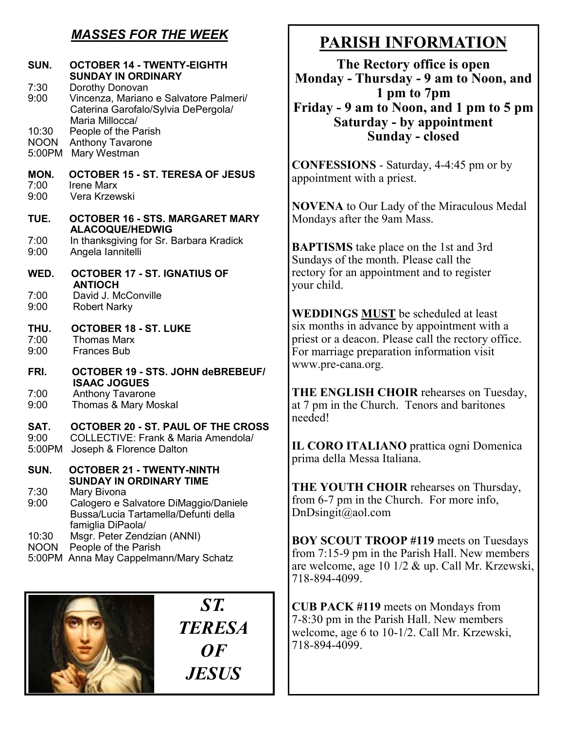## *MASSES FOR THE WEEK*

**SUN. OCTOBER 14 - TWENTY-EIGHTH SUNDAY IN ORDINARY**

- 7:30 Dorothy Donovan
- 9:00 Vincenza, Mariano e Salvatore Palmeri/ Caterina Garofalo/Sylvia DePergola/ Maria Millocca/
- 10:30 People of the Parish
- NOON Anthony Tavarone
- 5:00PM Mary Westman

**MON. OCTOBER 15 - ST. TERESA OF JESUS**

- 7:00 Irene Marx
- 9:00 Vera Krzewski

**TUE. OCTOBER 16 - STS. MARGARET MARY ALACOQUE/HEDWIG**

- 7:00 In thanksgiving for Sr. Barbara Kradick
- 9:00 Angela Iannitelli

**WED. OCTOBER 17 - ST. IGNATIUS OF ANTIOCH**

- 7:00 David J. McConville
- 9:00 Robert Narky

**THU. OCTOBER 18 - ST. LUKE**

- 7:00 Thomas Marx
- 9:00 Frances Bub

**FRI. OCTOBER 19 - STS. JOHN deBREBEUF/ ISAAC JOGUES**

- 7:00 Anthony Tavarone
- 9:00 Thomas & Mary Moskal

**SAT. OCTOBER 20 - ST. PAUL OF THE CROSS**

- 9:00 COLLECTIVE: Frank & Maria Amendola/
- 5:00PM Joseph & Florence Dalton

**SUN. OCTOBER 21 - TWENTY-NINTH SUNDAY IN ORDINARY TIME**

- 7:30 Mary Bivona
- 9:00 Calogero e Salvatore DiMaggio/Daniele Bussa/Lucia Tartamella/Defunti della famiglia DiPaola/
- 10:30 Msgr. Peter Zendzian (ANNI)
- NOON People of the Parish
- 5:00PM Anna May Cappelmann/Mary Schatz

***ST. TERESA OF JESUS***

# PARISH INFORMATION

**The Rectory office is open**
**Monday - Thursday - 9 am to Noon, and 1 pm to 7pm**
**Friday - 9 am to Noon, and 1 pm to 5 pm**
**Saturday - by appointment**
**Sunday - closed**

**CONFESSIONS** - Saturday, 4-4:45 pm or by appointment with a priest.

**NOVENA** to Our Lady of the Miraculous Medal Mondays after the 9am Mass.

**BAPTISMS** take place on the 1st and 3rd Sundays of the month. Please call the rectory for an appointment and to register your child.

**WEDDINGS MUST** be scheduled at least six months in advance by appointment with a priest or a deacon. Please call the rectory office. For marriage preparation information visit www.pre-cana.org.

**THE ENGLISH CHOIR** rehearses on Tuesday, at 7 pm in the Church. Tenors and baritones needed!

**IL CORO ITALIANO** prattica ogni Domenica prima della Messa Italiana.

**THE YOUTH CHOIR** rehearses on Thursday, from 6-7 pm in the Church. For more info, DnDsingit@aol.com

**BOY SCOUT TROOP #119** meets on Tuesdays from 7:15-9 pm in the Parish Hall. New members are welcome, age 10 1/2 & up. Call Mr. Krzewski, 718-894-4099.

**CUB PACK #119** meets on Mondays from 7-8:30 pm in the Parish Hall. New members welcome, age 6 to 10-1/2. Call Mr. Krzewski, 718-894-4099.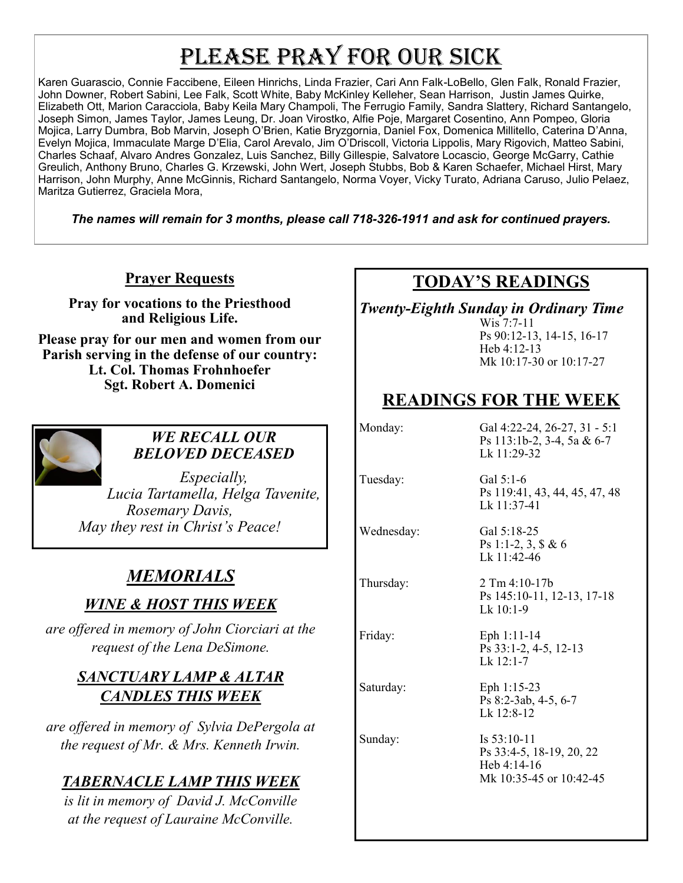# PLEASE PRAY FOR OUR SICK

Karen Guarascio, Connie Faccibene, Eileen Hinrichs, Linda Frazier, Cari Ann Falk-LoBello, Glen Falk, Ronald Frazier, John Downer, Robert Sabini, Lee Falk, Scott White, Baby McKinley Kelleher, Sean Harrison, Justin James Quirke, Elizabeth Ott, Marion Caracciola, Baby Keila Mary Champoli, The Ferrugio Family, Sandra Slattery, Richard Santangelo, Joseph Simon, James Taylor, James Leung, Dr. Joan Virostko, Alfie Poje, Margaret Cosentino, Ann Pompeo, Gloria Mojica, Larry Dumbra, Bob Marvin, Joseph O'Brien, Katie Bryzgornia, Daniel Fox, Domenica Millitello, Caterina D'Anna, Evelyn Mojica, Immaculate Marge D'Elia, Carol Arevalo, Jim O'Driscoll, Victoria Lippolis, Mary Rigovich, Matteo Sabini, Charles Schaaf, Alvaro Andres Gonzalez, Luis Sanchez, Billy Gillespie, Salvatore Locascio, George McGarry, Cathie Greulich, Anthony Bruno, Charles G. Krzewski, John Wert, Joseph Stubbs, Bob & Karen Schaefer, Michael Hirst, Mary Harrison, John Murphy, Anne McGinnis, Richard Santangelo, Norma Voyer, Vicky Turato, Adriana Caruso, Julio Pelaez, Maritza Gutierrez, Graciela Mora,

***The names will remain for 3 months, please call 718-326-1911 and ask for continued prayers.***

## Prayer Requests

**Pray for vocations to the Priesthood and Religious Life.**

**Please pray for our men and women from our Parish serving in the defense of our country:**
**Lt. Col. Thomas Frohnhoefer**
**Sgt. Robert A. Domenici**

### *WE RECALL OUR BELOVED DECEASED*

*Especially,*
*Lucia Tartamella, Helga Tavenite, Rosemary Davis,*
*May they rest in Christ's Peace!*

## *MEMORIALS*

### *WINE & HOST THIS WEEK*

*are offered in memory of John Ciorciari at the request of the Lena DeSimone.*

### *SANCTUARY LAMP & ALTAR CANDLES THIS WEEK*

*are offered in memory of Sylvia DePergola at the request of Mr. & Mrs. Kenneth Irwin.*

### *TABERNACLE LAMP THIS WEEK*

*is lit in memory of David J. McConville at the request of Lauraine McConville.*

## TODAY'S READINGS

***Twenty-Eighth Sunday in Ordinary Time***

Wis 7:7-11
Ps 90:12-13, 14-15, 16-17
Heb 4:12-13
Mk 10:17-30 or 10:17-27

## READINGS FOR THE WEEK

| | |
|---|---|
| Monday: | Gal 4:22-24, 26-27, 31 - 5:1<br>Ps 113:1b-2, 3-4, 5a & 6-7<br>Lk 11:29-32 |
| Tuesday: | Gal 5:1-6<br>Ps 119:41, 43, 44, 45, 47, 48<br>Lk 11:37-41 |
| Wednesday: | Gal 5:18-25<br>Ps 1:1-2, 3, $ & 6<br>Lk 11:42-46 |
| Thursday: | 2 Tm 4:10-17b<br>Ps 145:10-11, 12-13, 17-18<br>Lk 10:1-9 |
| Friday: | Eph 1:11-14<br>Ps 33:1-2, 4-5, 12-13<br>Lk 12:1-7 |
| Saturday: | Eph 1:15-23<br>Ps 8:2-3ab, 4-5, 6-7<br>Lk 12:8-12 |
| Sunday: | Is 53:10-11<br>Ps 33:4-5, 18-19, 20, 22<br>Heb 4:14-16<br>Mk 10:35-45 or 10:42-45 |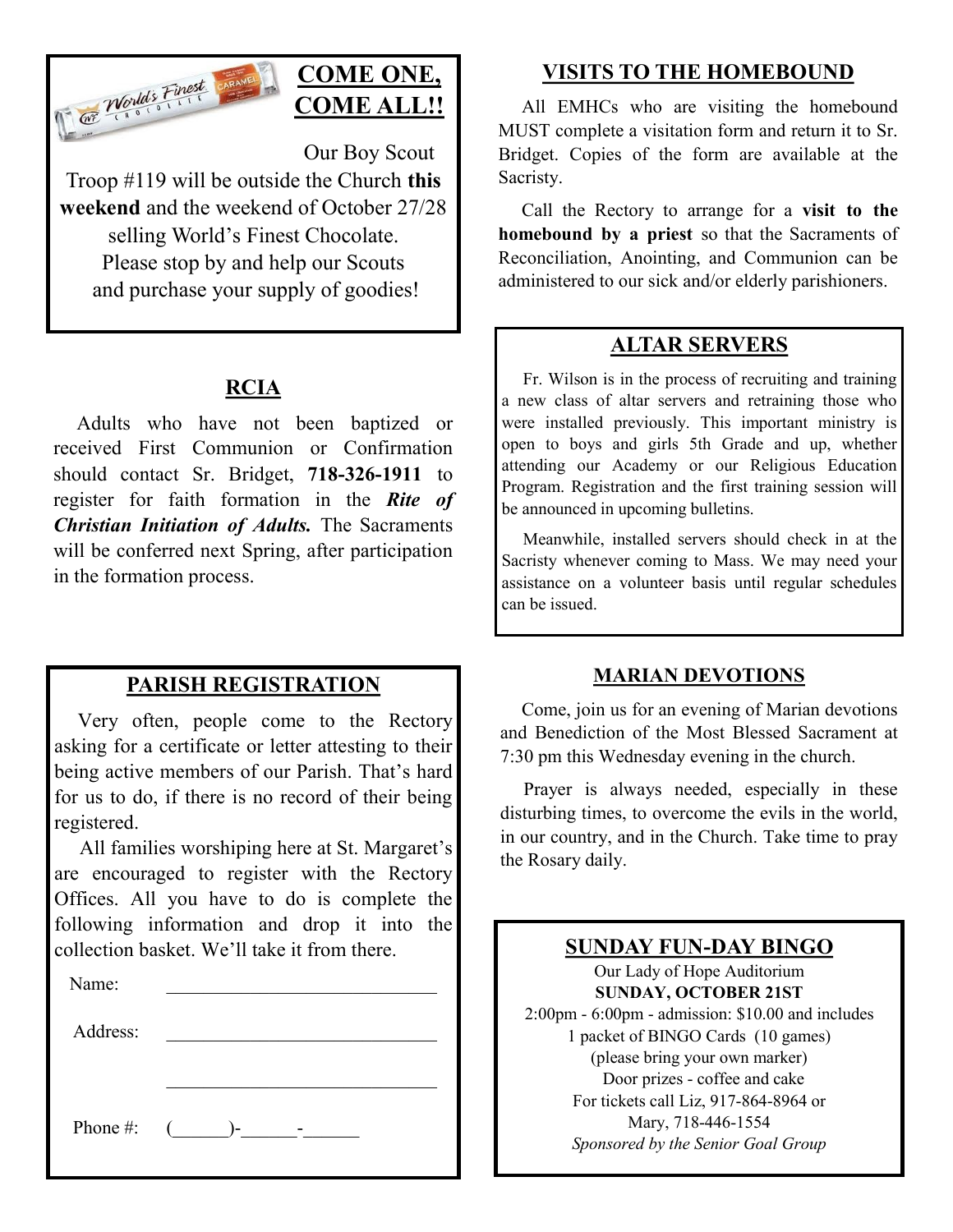## COME ONE, COME ALL!!

Our Boy Scout Troop #119 will be outside the Church **this weekend** and the weekend of October 27/28 selling World's Finest Chocolate. Please stop by and help our Scouts and purchase your supply of goodies!

## RCIA

Adults who have not been baptized or received First Communion or Confirmation should contact Sr. Bridget, **718-326-1911** to register for faith formation in the ***Rite of Christian Initiation of Adults.*** The Sacraments will be conferred next Spring, after participation in the formation process.

## PARISH REGISTRATION

Very often, people come to the Rectory asking for a certificate or letter attesting to their being active members of our Parish. That's hard for us to do, if there is no record of their being registered.

All families worshiping here at St. Margaret's are encouraged to register with the Rectory Offices. All you have to do is complete the following information and drop it into the collection basket. We'll take it from there.

Name: ______________________________

Address: ______________________________

______________________________

Phone #: (______)-______-______

## VISITS TO THE HOMEBOUND

All EMHCs who are visiting the homebound MUST complete a visitation form and return it to Sr. Bridget. Copies of the form are available at the Sacristy.

Call the Rectory to arrange for a **visit to the homebound by a priest** so that the Sacraments of Reconciliation, Anointing, and Communion can be administered to our sick and/or elderly parishioners.

## ALTAR SERVERS

Fr. Wilson is in the process of recruiting and training a new class of altar servers and retraining those who were installed previously. This important ministry is open to boys and girls 5th Grade and up, whether attending our Academy or our Religious Education Program. Registration and the first training session will be announced in upcoming bulletins.

Meanwhile, installed servers should check in at the Sacristy whenever coming to Mass. We may need your assistance on a volunteer basis until regular schedules can be issued.

## MARIAN DEVOTIONS

Come, join us for an evening of Marian devotions and Benediction of the Most Blessed Sacrament at 7:30 pm this Wednesday evening in the church.

Prayer is always needed, especially in these disturbing times, to overcome the evils in the world, in our country, and in the Church. Take time to pray the Rosary daily.

## SUNDAY FUN-DAY BINGO

Our Lady of Hope Auditorium
**SUNDAY, OCTOBER 21ST**
2:00pm - 6:00pm - admission: $10.00 and includes 1 packet of BINGO Cards (10 games)
(please bring your own marker)
Door prizes - coffee and cake
For tickets call Liz, 917-864-8964 or Mary, 718-446-1554
*Sponsored by the Senior Goal Group*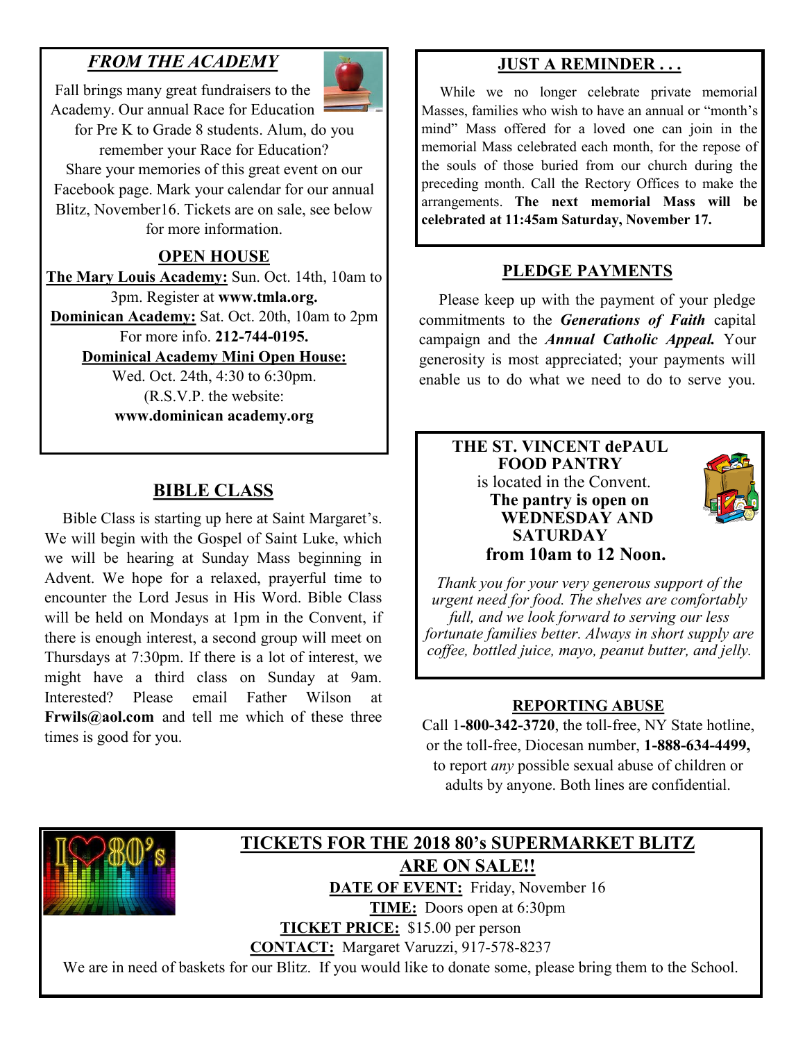## *FROM THE ACADEMY*

Fall brings many great fundraisers to the Academy. Our annual Race for Education for Pre K to Grade 8 students. Alum, do you remember your Race for Education? Share your memories of this great event on our Facebook page. Mark your calendar for our annual Blitz, November16. Tickets are on sale, see below for more information.

## OPEN HOUSE

**The Mary Louis Academy:** Sun. Oct. 14th, 10am to 3pm. Register at **www.tmla.org.**

**Dominican Academy:** Sat. Oct. 20th, 10am to 2pm For more info. **212-744-0195.**

**Dominical Academy Mini Open House:** Wed. Oct. 24th, 4:30 to 6:30pm. (R.S.V.P. the website: **www.dominican academy.org**

## BIBLE CLASS

Bible Class is starting up here at Saint Margaret's. We will begin with the Gospel of Saint Luke, which we will be hearing at Sunday Mass beginning in Advent. We hope for a relaxed, prayerful time to encounter the Lord Jesus in His Word. Bible Class will be held on Mondays at 1pm in the Convent, if there is enough interest, a second group will meet on Thursdays at 7:30pm. If there is a lot of interest, we might have a third class on Sunday at 9am. Interested? Please email Father Wilson at **Frwils@aol.com** and tell me which of these three times is good for you.

## JUST A REMINDER . . .

While we no longer celebrate private memorial Masses, families who wish to have an annual or "month's mind" Mass offered for a loved one can join in the memorial Mass celebrated each month, for the repose of the souls of those buried from our church during the preceding month. Call the Rectory Offices to make the arrangements. **The next memorial Mass will be celebrated at 11:45am Saturday, November 17.**

## PLEDGE PAYMENTS

Please keep up with the payment of your pledge commitments to the ***Generations of Faith*** capital campaign and the ***Annual Catholic Appeal.*** Your generosity is most appreciated; your payments will enable us to do what we need to do to serve you.

**THE ST. VINCENT dePAUL FOOD PANTRY**

is located in the Convent.

**The pantry is open on WEDNESDAY AND SATURDAY from 10am to 12 Noon.**

*Thank you for your very generous support of the urgent need for food. The shelves are comfortably full, and we look forward to serving our less fortunate families better. Always in short supply are coffee, bottled juice, mayo, peanut butter, and jelly.*

## REPORTING ABUSE

Call 1**-800-342-3720**, the toll-free, NY State hotline, or the toll-free, Diocesan number, **1-888-634-4499,** to report *any* possible sexual abuse of children or adults by anyone. Both lines are confidential.

## TICKETS FOR THE 2018 80's SUPERMARKET BLITZ ARE ON SALE!!

**DATE OF EVENT:** Friday, November 16

**TIME:** Doors open at 6:30pm

**TICKET PRICE:** $15.00 per person

**CONTACT:** Margaret Varuzzi, 917-578-8237

We are in need of baskets for our Blitz. If you would like to donate some, please bring them to the School.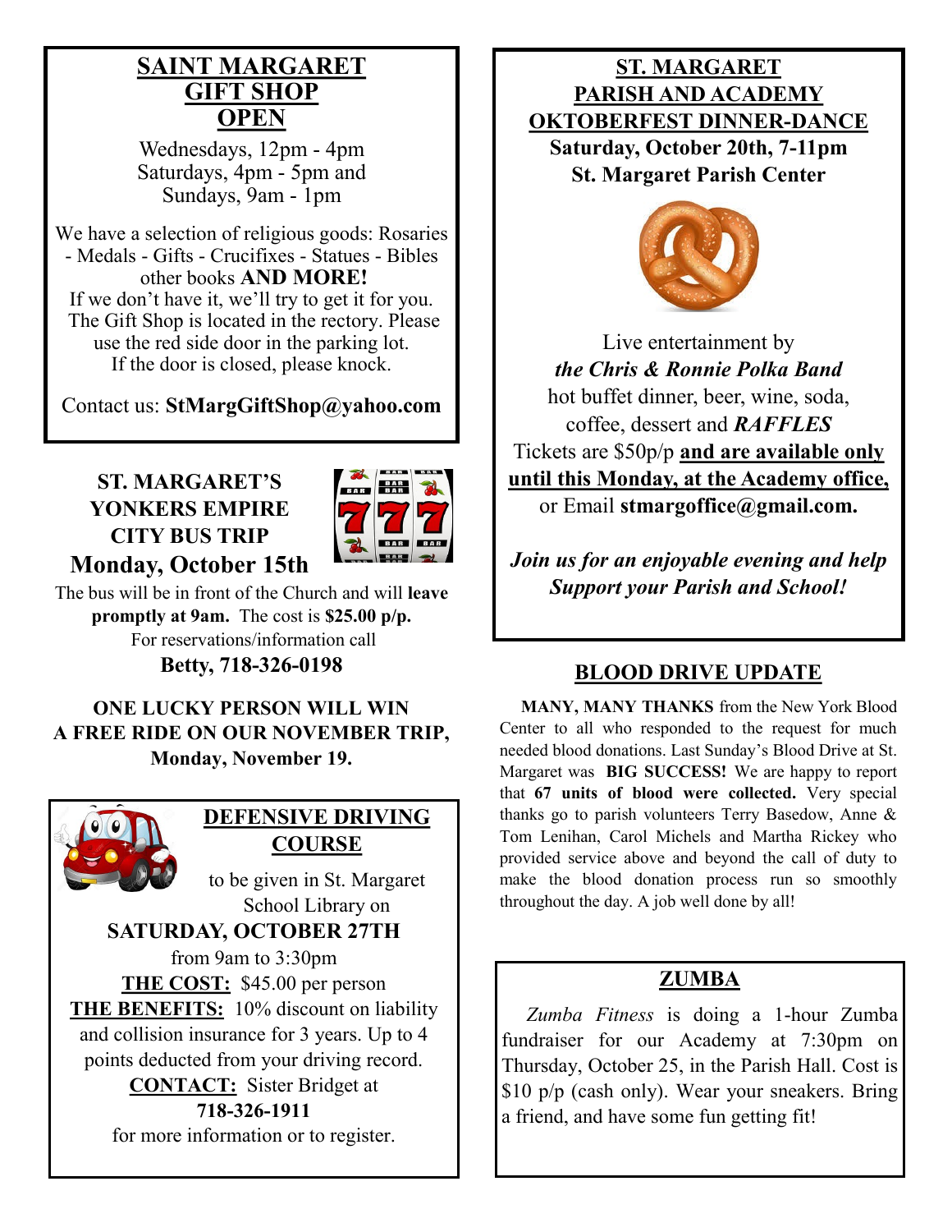## SAINT MARGARET GIFT SHOP OPEN

Wednesdays, 12pm - 4pm
Saturdays, 4pm - 5pm and
Sundays, 9am - 1pm

We have a selection of religious goods: Rosaries - Medals - Gifts - Crucifixes - Statues - Bibles other books **AND MORE!**
If we don't have it, we'll try to get it for you.
The Gift Shop is located in the rectory. Please use the red side door in the parking lot.
If the door is closed, please knock.

Contact us: **StMargGiftShop@yahoo.com**

## ST. MARGARET'S YONKERS EMPIRE CITY BUS TRIP

**Monday, October 15th**

The bus will be in front of the Church and will **leave promptly at 9am.** The cost is **$25.00 p/p.**
For reservations/information call
**Betty, 718-326-0198**

**ONE LUCKY PERSON WILL WIN A FREE RIDE ON OUR NOVEMBER TRIP, Monday, November 19.**

## DEFENSIVE DRIVING COURSE

to be given in St. Margaret School Library on
**SATURDAY, OCTOBER 27TH**
from 9am to 3:30pm

**THE COST:** $45.00 per person
**THE BENEFITS:** 10% discount on liability and collision insurance for 3 years. Up to 4 points deducted from your driving record.
**CONTACT:** Sister Bridget at
**718-326-1911**
for more information or to register.

## ST. MARGARET PARISH AND ACADEMY OKTOBERFEST DINNER-DANCE

**Saturday, October 20th, 7-11pm**
**St. Margaret Parish Center**

Live entertainment by
***the Chris & Ronnie Polka Band***
hot buffet dinner, beer, wine, soda, coffee, dessert and ***RAFFLES***
Tickets are $50p/p **and are available only until this Monday, at the Academy office,** or Email **stmargoffice@gmail.com.**

***Join us for an enjoyable evening and help Support your Parish and School!***

## BLOOD DRIVE UPDATE

**MANY, MANY THANKS** from the New York Blood Center to all who responded to the request for much needed blood donations. Last Sunday's Blood Drive at St. Margaret was **BIG SUCCESS!** We are happy to report that **67 units of blood were collected.** Very special thanks go to parish volunteers Terry Basedow, Anne & Tom Lenihan, Carol Michels and Martha Rickey who provided service above and beyond the call of duty to make the blood donation process run so smoothly throughout the day. A job well done by all!

## ZUMBA

*Zumba Fitness* is doing a 1-hour Zumba fundraiser for our Academy at 7:30pm on Thursday, October 25, in the Parish Hall. Cost is $10 p/p (cash only). Wear your sneakers. Bring a friend, and have some fun getting fit!